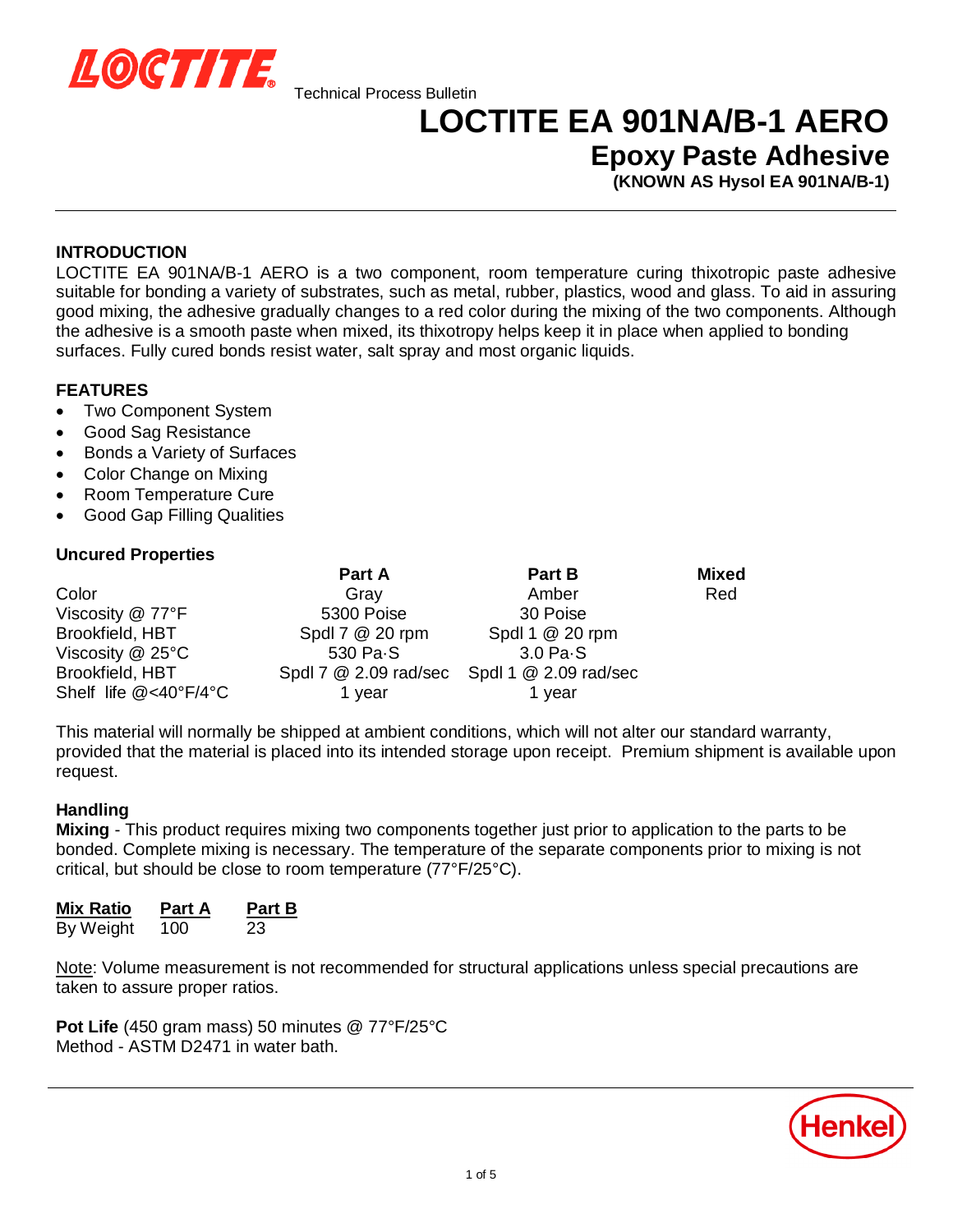Technical Process Bulletin

# LOCTITE EA 901NA/B-1 AERO

## Epoxy Paste Adhesive

**(KNOWN AS Hysol EA 901NA/B-1)**

### INTRODUCTION

LOCTITE EA 901NA/B-1 AERO is a two component, room temperature curing thixotropic paste adhesive suitable for bonding a variety of substrates, such as metal, rubber, plastics, wood and glass. To aid in assuring good mixing, the adhesive gradually changes to a red color during the mixing of the two components. Although the adhesive is a smooth paste when mixed, its thixotropy helps keep it in place when applied to bonding surfaces. Fully cured bonds resist water, salt spray and most organic liquids.

### FEATURES

- Two Component System
- Good Sag Resistance
- Bonds a Variety of Surfaces
- Color Change on Mixing
- Room Temperature Cure
- Good Gap Filling Qualities

### Uncured Properties

| | Part A | Part B | Mixed |
|---|---|---|---|
| Color | Gray | Amber | Red |
| Viscosity @ 77°F | 5300 Poise | 30 Poise | |
| Brookfield, HBT | Spdl 7 @ 20 rpm | Spdl 1 @ 20 rpm | |
| Viscosity @ 25°C | 530 Pa·S | 3.0 Pa·S | |
| Brookfield, HBT | Spdl 7 @ 2.09 rad/sec | Spdl 1 @ 2.09 rad/sec | |
| Shelf life @<40°F/4°C | 1 year | 1 year | |

This material will normally be shipped at ambient conditions, which will not alter our standard warranty, provided that the material is placed into its intended storage upon receipt. Premium shipment is available upon request.

### Handling

**Mixing** - This product requires mixing two components together just prior to application to the parts to be bonded. Complete mixing is necessary. The temperature of the separate components prior to mixing is not critical, but should be close to room temperature (77°F/25°C).

| Mix Ratio | Part A | Part B |
|---|---|---|
| By Weight | 100 | 23 |

Note: Volume measurement is not recommended for structural applications unless special precautions are taken to assure proper ratios.

**Pot Life** (450 gram mass) 50 minutes @ 77°F/25°C
Method - ASTM D2471 in water bath.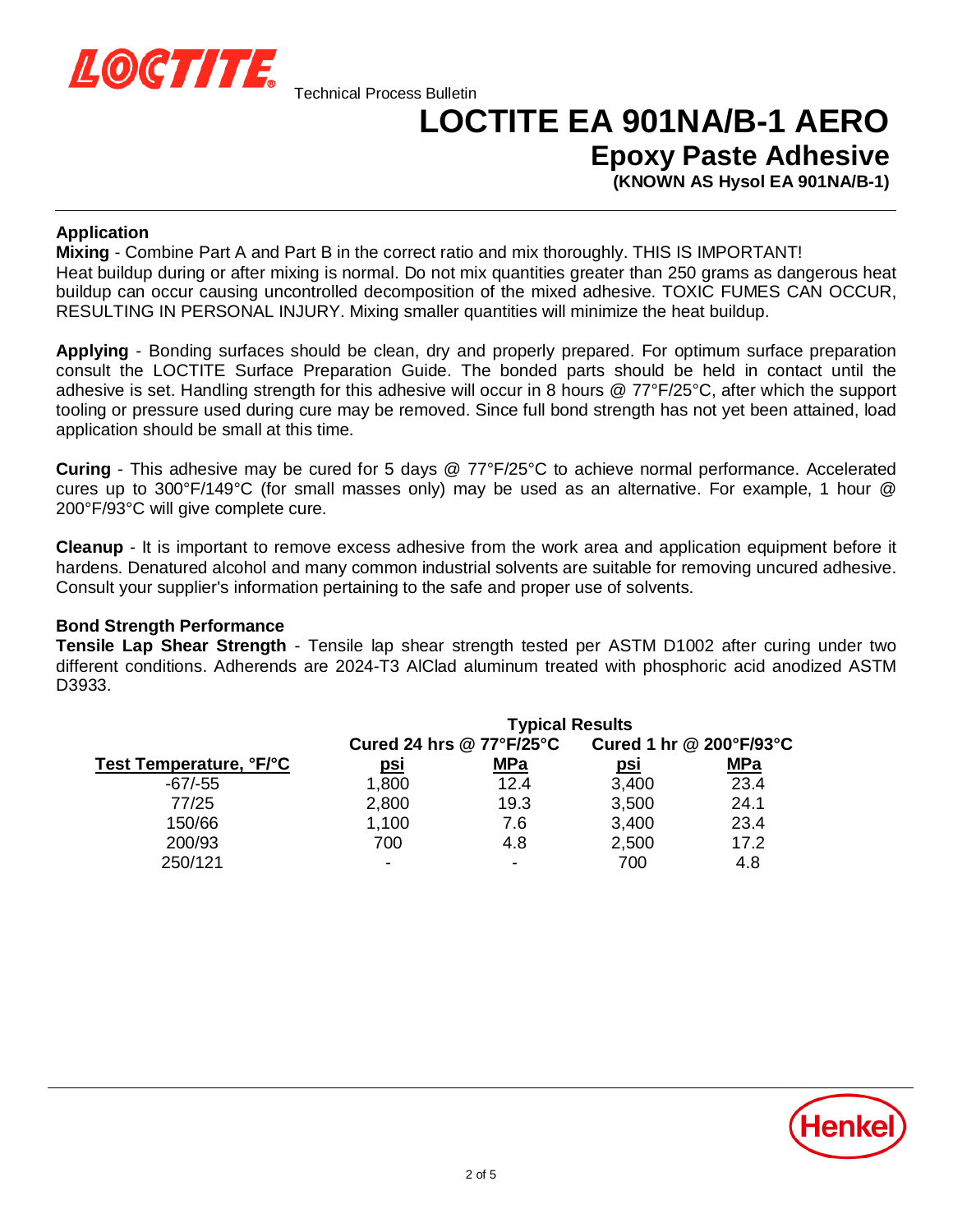# LOCTITE EA 901NA/B-1 AERO

## Epoxy Paste Adhesive

**(KNOWN AS Hysol EA 901NA/B-1)**

### Application

**Mixing** - Combine Part A and Part B in the correct ratio and mix thoroughly. THIS IS IMPORTANT! Heat buildup during or after mixing is normal. Do not mix quantities greater than 250 grams as dangerous heat buildup can occur causing uncontrolled decomposition of the mixed adhesive. TOXIC FUMES CAN OCCUR, RESULTING IN PERSONAL INJURY. Mixing smaller quantities will minimize the heat buildup.

**Applying** - Bonding surfaces should be clean, dry and properly prepared. For optimum surface preparation consult the LOCTITE Surface Preparation Guide. The bonded parts should be held in contact until the adhesive is set. Handling strength for this adhesive will occur in 8 hours @ 77°F/25°C, after which the support tooling or pressure used during cure may be removed. Since full bond strength has not yet been attained, load application should be small at this time.

**Curing** - This adhesive may be cured for 5 days @ 77°F/25°C to achieve normal performance. Accelerated cures up to 300°F/149°C (for small masses only) may be used as an alternative. For example, 1 hour @ 200°F/93°C will give complete cure.

**Cleanup** - It is important to remove excess adhesive from the work area and application equipment before it hardens. Denatured alcohol and many common industrial solvents are suitable for removing uncured adhesive. Consult your supplier's information pertaining to the safe and proper use of solvents.

### Bond Strength Performance

**Tensile Lap Shear Strength** - Tensile lap shear strength tested per ASTM D1002 after curing under two different conditions. Adherends are 2024-T3 AlClad aluminum treated with phosphoric acid anodized ASTM D3933.

| | Typical Results | | | |
|---|---|---|---|---|
| | Cured 24 hrs @ 77°F/25°C | | Cured 1 hr @ 200°F/93°C | |
| Test Temperature, °F/°C | psi | MPa | psi | MPa |
| -67/-55 | 1,800 | 12.4 | 3,400 | 23.4 |
| 77/25 | 2,800 | 19.3 | 3,500 | 24.1 |
| 150/66 | 1,100 | 7.6 | 3,400 | 23.4 |
| 200/93 | 700 | 4.8 | 2,500 | 17.2 |
| 250/121 | - | - | 700 | 4.8 |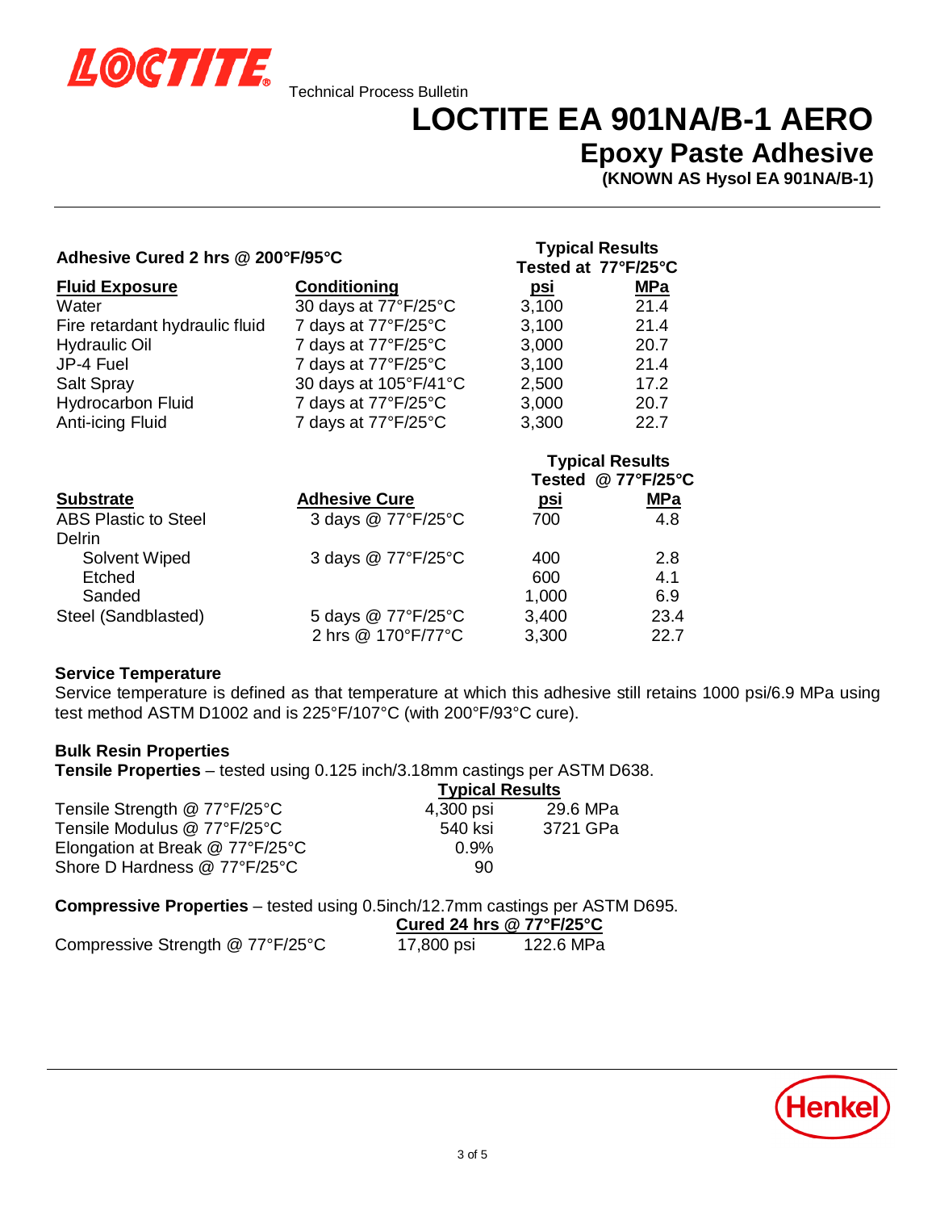# LOCTITE EA 901NA/B-1 AERO

## Epoxy Paste Adhesive

**(KNOWN AS Hysol EA 901NA/B-1)**

| **Adhesive Cured 2 hrs @ 200°F/95°C** | | **Typical Results Tested at 77°F/25°C** | |
|---|---|---|---|
| **Fluid Exposure** | **Conditioning** | **psi** | **MPa** |
| Water | 30 days at 77°F/25°C | 3,100 | 21.4 |
| Fire retardant hydraulic fluid | 7 days at 77°F/25°C | 3,100 | 21.4 |
| Hydraulic Oil | 7 days at 77°F/25°C | 3,000 | 20.7 |
| JP-4 Fuel | 7 days at 77°F/25°C | 3,100 | 21.4 |
| Salt Spray | 30 days at 105°F/41°C | 2,500 | 17.2 |
| Hydrocarbon Fluid | 7 days at 77°F/25°C | 3,000 | 20.7 |
| Anti-icing Fluid | 7 days at 77°F/25°C | 3,300 | 22.7 |

| | | **Typical Results Tested @ 77°F/25°C** | |
|---|---|---|---|
| **Substrate** | **Adhesive Cure** | **psi** | **MPa** |
| ABS Plastic to Steel | 3 days @ 77°F/25°C | 700 | 4.8 |
| Delrin | | | |
| Solvent Wiped | 3 days @ 77°F/25°C | 400 | 2.8 |
| Etched | | 600 | 4.1 |
| Sanded | | 1,000 | 6.9 |
| Steel (Sandblasted) | 5 days @ 77°F/25°C | 3,400 | 23.4 |
| | 2 hrs @ 170°F/77°C | 3,300 | 22.7 |

### Service Temperature

Service temperature is defined as that temperature at which this adhesive still retains 1000 psi/6.9 MPa using test method ASTM D1002 and is 225°F/107°C (with 200°F/93°C cure).

### Bulk Resin Properties

**Tensile Properties** – tested using 0.125 inch/3.18mm castings per ASTM D638.

| | **Typical Results** | |
|---|---|---|
| Tensile Strength @ 77°F/25°C | 4,300 psi | 29.6 MPa |
| Tensile Modulus @ 77°F/25°C | 540 ksi | 3721 GPa |
| Elongation at Break @ 77°F/25°C | 0.9% | |
| Shore D Hardness @ 77°F/25°C | 90 | |

**Compressive Properties** – tested using 0.5inch/12.7mm castings per ASTM D695.

| | **Cured 24 hrs @ 77°F/25°C** | |
|---|---|---|
| Compressive Strength @ 77°F/25°C | 17,800 psi | 122.6 MPa |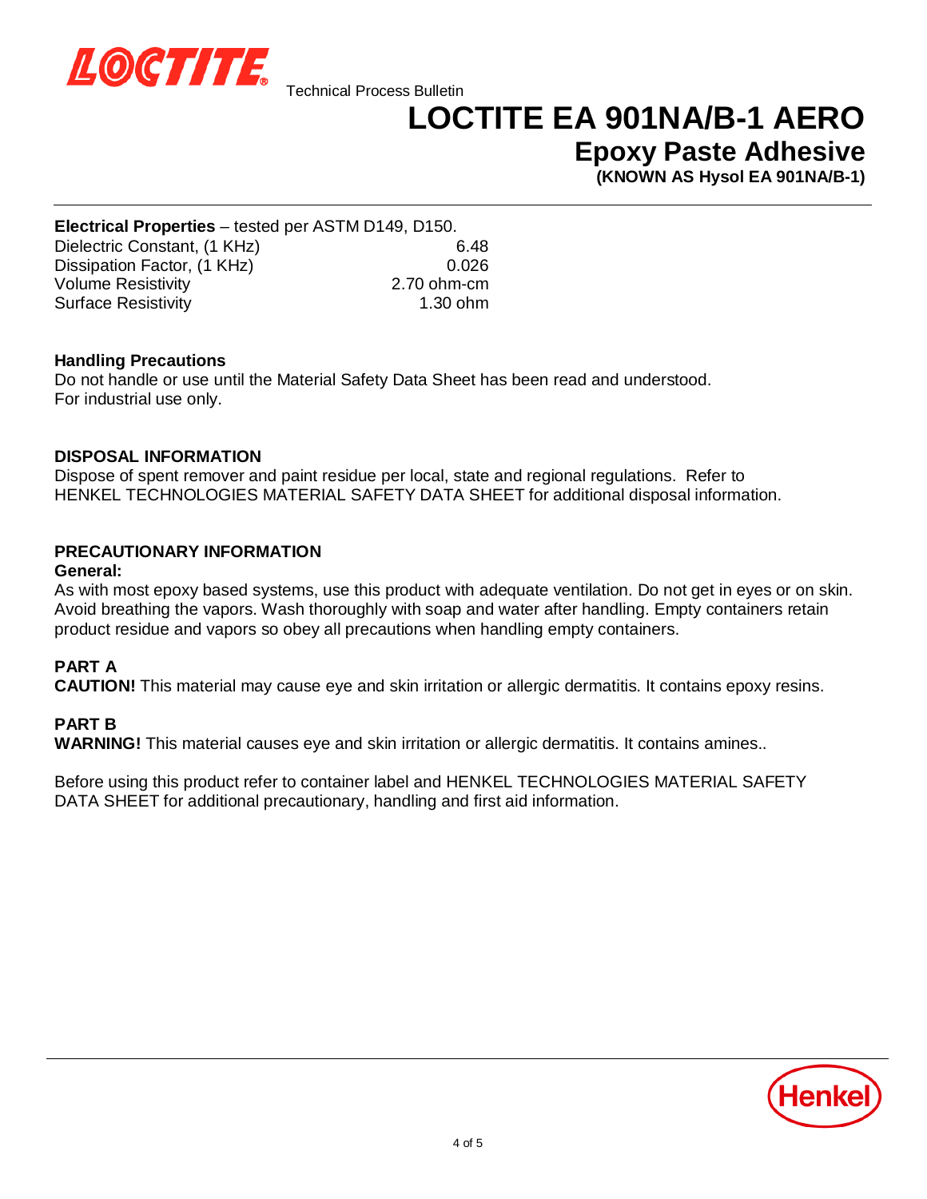**Electrical Properties** – tested per ASTM D149, D150.

| | |
|---|---|
| Dielectric Constant, (1 KHz) | 6.48 |
| Dissipation Factor, (1 KHz) | 0.026 |
| Volume Resistivity | 2.70 ohm-cm |
| Surface Resistivity | 1.30 ohm |

**Handling Precautions**
Do not handle or use until the Material Safety Data Sheet has been read and understood.
For industrial use only.

**DISPOSAL INFORMATION**
Dispose of spent remover and paint residue per local, state and regional regulations. Refer to HENKEL TECHNOLOGIES MATERIAL SAFETY DATA SHEET for additional disposal information.

**PRECAUTIONARY INFORMATION**
**General:**
As with most epoxy based systems, use this product with adequate ventilation. Do not get in eyes or on skin. Avoid breathing the vapors. Wash thoroughly with soap and water after handling. Empty containers retain product residue and vapors so obey all precautions when handling empty containers.

**PART A**
**CAUTION!** This material may cause eye and skin irritation or allergic dermatitis. It contains epoxy resins.

**PART B**
**WARNING!** This material causes eye and skin irritation or allergic dermatitis. It contains amines..

Before using this product refer to container label and HENKEL TECHNOLOGIES MATERIAL SAFETY DATA SHEET for additional precautionary, handling and first aid information.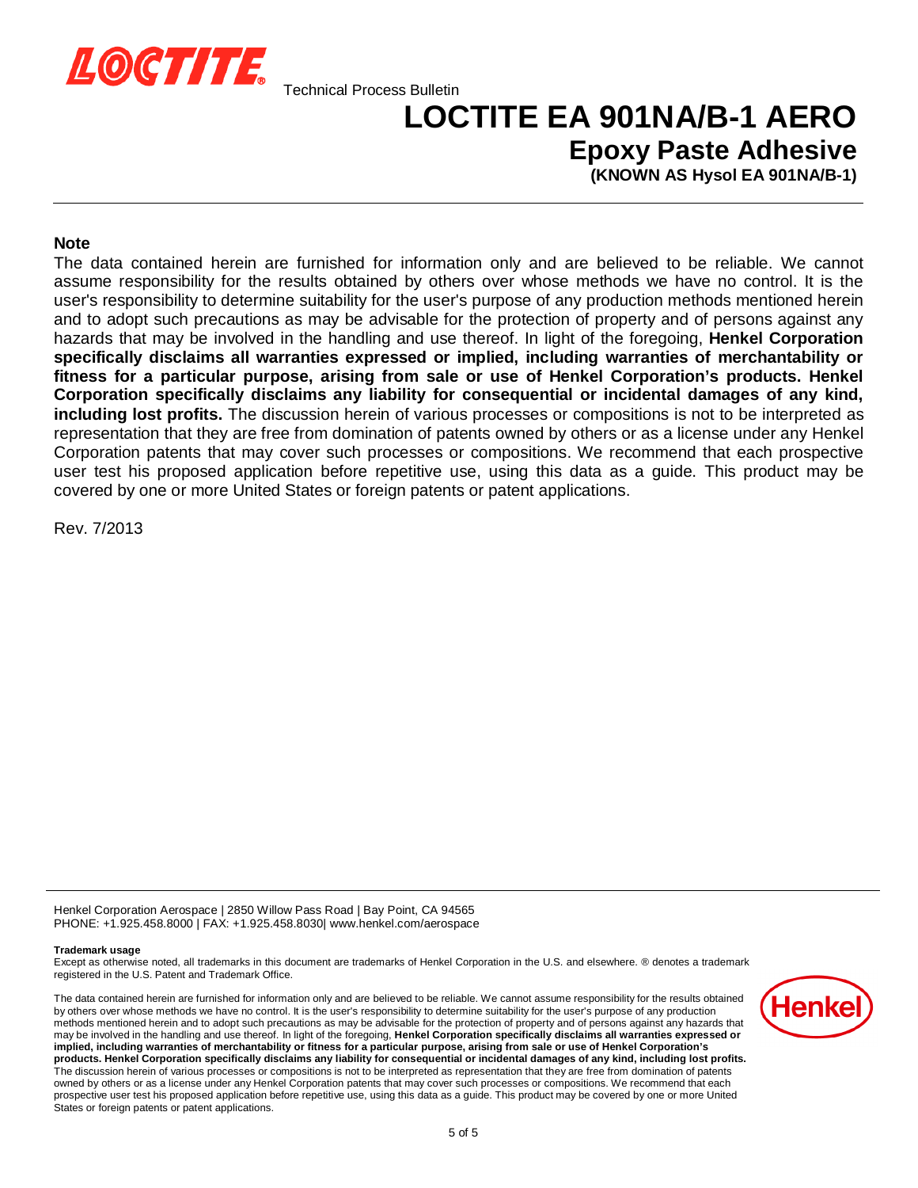Technical Process Bulletin

# LOCTITE EA 901NA/B-1 AERO

## Epoxy Paste Adhesive

**(KNOWN AS Hysol EA 901NA/B-1)**

### Note

The data contained herein are furnished for information only and are believed to be reliable. We cannot assume responsibility for the results obtained by others over whose methods we have no control. It is the user's responsibility to determine suitability for the user's purpose of any production methods mentioned herein and to adopt such precautions as may be advisable for the protection of property and of persons against any hazards that may be involved in the handling and use thereof. In light of the foregoing, **Henkel Corporation specifically disclaims all warranties expressed or implied, including warranties of merchantability or fitness for a particular purpose, arising from sale or use of Henkel Corporation's products. Henkel Corporation specifically disclaims any liability for consequential or incidental damages of any kind, including lost profits.** The discussion herein of various processes or compositions is not to be interpreted as representation that they are free from domination of patents owned by others or as a license under any Henkel Corporation patents that may cover such processes or compositions. We recommend that each prospective user test his proposed application before repetitive use, using this data as a guide. This product may be covered by one or more United States or foreign patents or patent applications.

Rev. 7/2013

Henkel Corporation Aerospace | 2850 Willow Pass Road | Bay Point, CA 94565
PHONE: +1.925.458.8000 | FAX: +1.925.458.8030| www.henkel.com/aerospace

**Trademark usage**
Except as otherwise noted, all trademarks in this document are trademarks of Henkel Corporation in the U.S. and elsewhere. ® denotes a trademark registered in the U.S. Patent and Trademark Office.

The data contained herein are furnished for information only and are believed to be reliable. We cannot assume responsibility for the results obtained by others over whose methods we have no control. It is the user's responsibility to determine suitability for the user's purpose of any production methods mentioned herein and to adopt such precautions as may be advisable for the protection of property and of persons against any hazards that may be involved in the handling and use thereof. In light of the foregoing, **Henkel Corporation specifically disclaims all warranties expressed or implied, including warranties of merchantability or fitness for a particular purpose, arising from sale or use of Henkel Corporation's products. Henkel Corporation specifically disclaims any liability for consequential or incidental damages of any kind, including lost profits.** The discussion herein of various processes or compositions is not to be interpreted as representation that they are free from domination of patents owned by others or as a license under any Henkel Corporation patents that may cover such processes or compositions. We recommend that each prospective user test his proposed application before repetitive use, using this data as a guide. This product may be covered by one or more United States or foreign patents or patent applications.